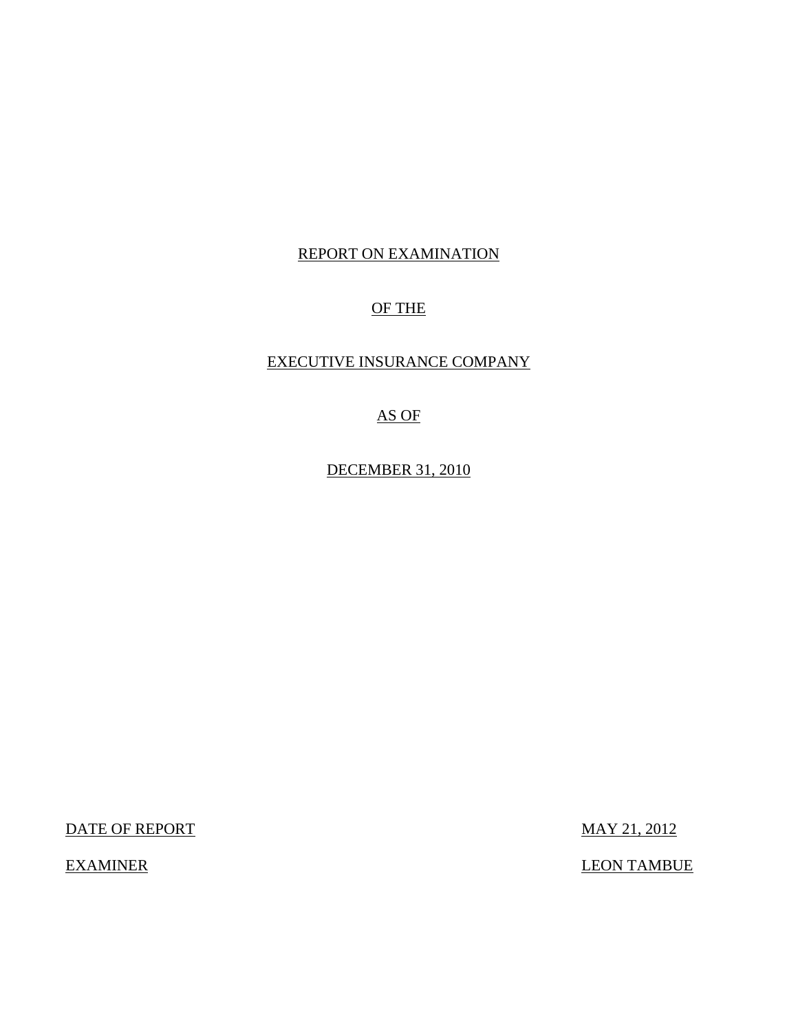# REPORT ON EXAMINATION

# OF THE

# EXECUTIVE INSURANCE COMPANY

# AS OF

# DECEMBER 31, 2010

DATE OF REPORT MAY 21, 2012

EXAMINER LEON TAMBUE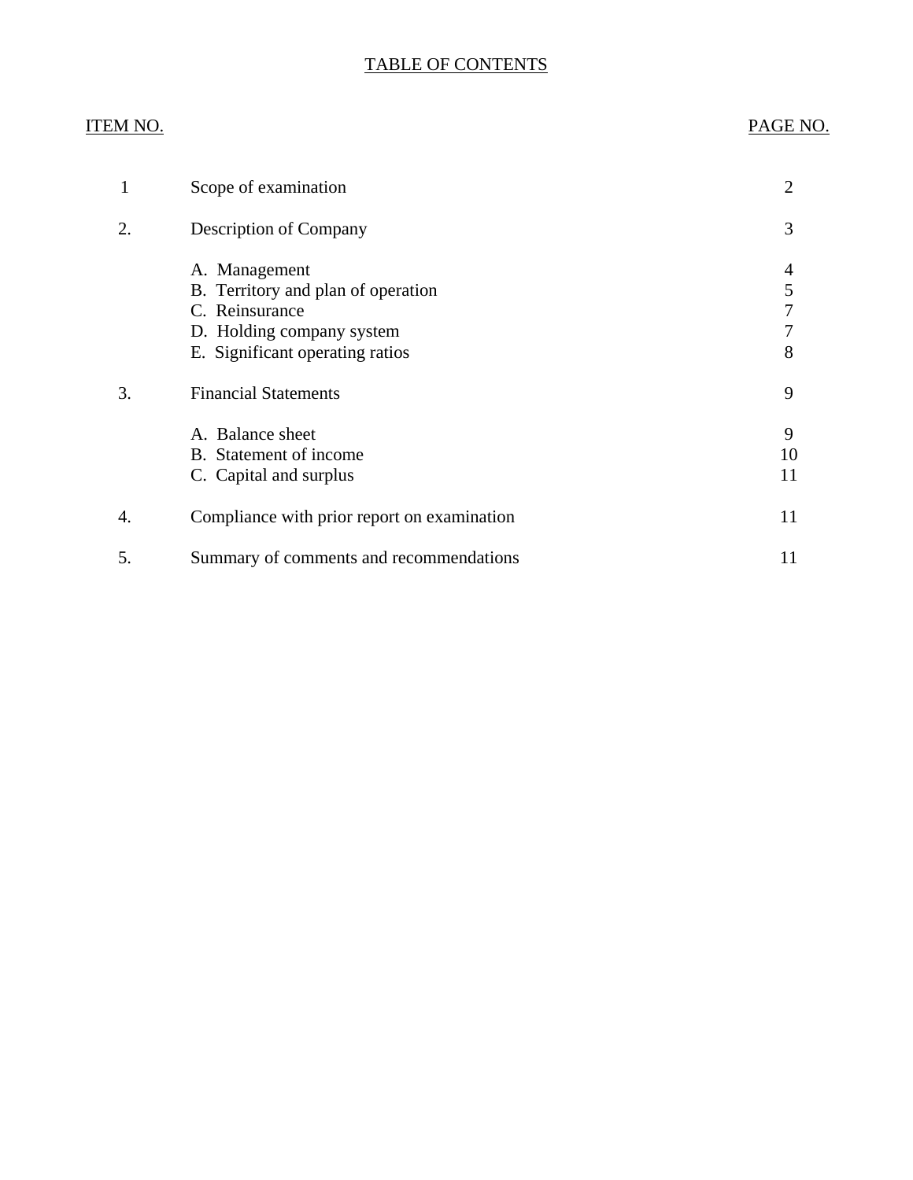# TABLE OF CONTENTS

| ITEM NO. | | PAGE NO. |
|---|---|---|
| 1 | Scope of examination | 2 |
| 2. | Description of Company | 3 |
| | A. Management | 4 |
| | B. Territory and plan of operation | 5 |
| | C. Reinsurance | 7 |
| | D. Holding company system | 7 |
| | E. Significant operating ratios | 8 |
| 3. | Financial Statements | 9 |
| | A. Balance sheet | 9 |
| | B. Statement of income | 10 |
| | C. Capital and surplus | 11 |
| 4. | Compliance with prior report on examination | 11 |
| 5. | Summary of comments and recommendations | 11 |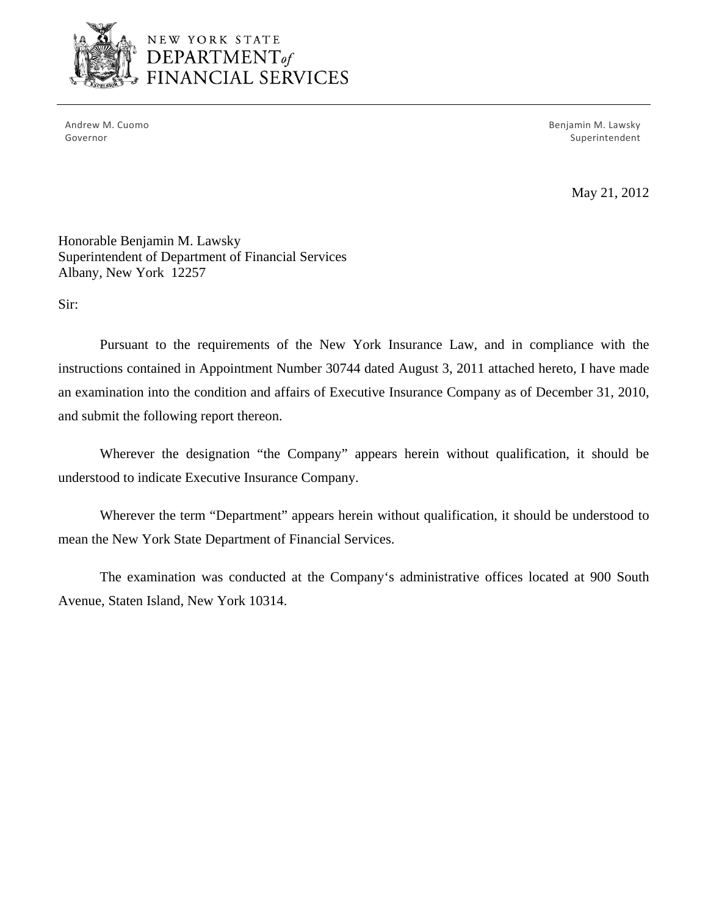NEW YORK STATE
DEPARTMENT *of*
FINANCIAL SERVICES

Andrew M. Cuomo
Governor

Benjamin M. Lawsky
Superintendent

May 21, 2012

Honorable Benjamin M. Lawsky
Superintendent of Department of Financial Services
Albany, New York 12257

Sir:

Pursuant to the requirements of the New York Insurance Law, and in compliance with the instructions contained in Appointment Number 30744 dated August 3, 2011 attached hereto, I have made an examination into the condition and affairs of Executive Insurance Company as of December 31, 2010, and submit the following report thereon.

Wherever the designation "the Company" appears herein without qualification, it should be understood to indicate Executive Insurance Company.

Wherever the term "Department" appears herein without qualification, it should be understood to mean the New York State Department of Financial Services.

The examination was conducted at the Company's administrative offices located at 900 South Avenue, Staten Island, New York 10314.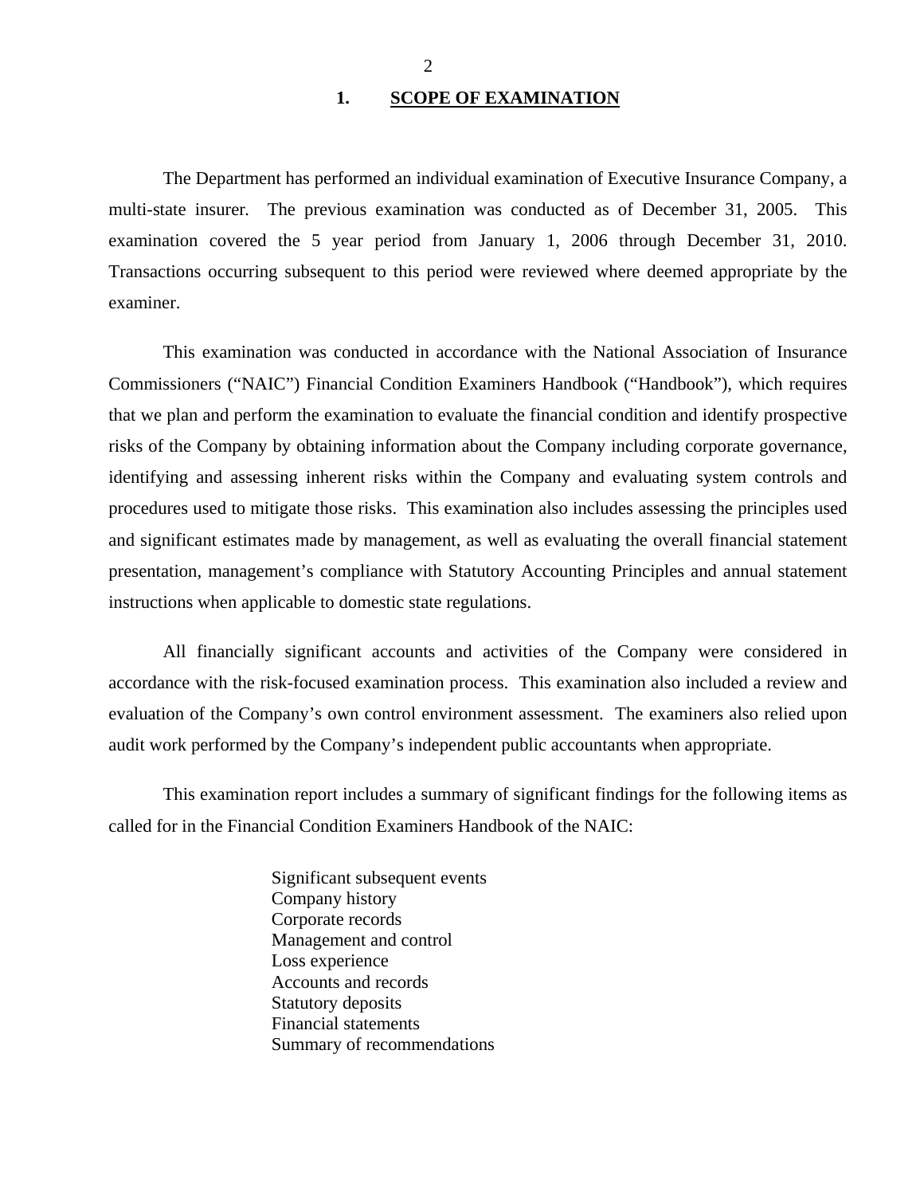## 1. SCOPE OF EXAMINATION

The Department has performed an individual examination of Executive Insurance Company, a multi-state insurer. The previous examination was conducted as of December 31, 2005. This examination covered the 5 year period from January 1, 2006 through December 31, 2010. Transactions occurring subsequent to this period were reviewed where deemed appropriate by the examiner.

This examination was conducted in accordance with the National Association of Insurance Commissioners ("NAIC") Financial Condition Examiners Handbook ("Handbook"), which requires that we plan and perform the examination to evaluate the financial condition and identify prospective risks of the Company by obtaining information about the Company including corporate governance, identifying and assessing inherent risks within the Company and evaluating system controls and procedures used to mitigate those risks. This examination also includes assessing the principles used and significant estimates made by management, as well as evaluating the overall financial statement presentation, management's compliance with Statutory Accounting Principles and annual statement instructions when applicable to domestic state regulations.

All financially significant accounts and activities of the Company were considered in accordance with the risk-focused examination process. This examination also included a review and evaluation of the Company's own control environment assessment. The examiners also relied upon audit work performed by the Company's independent public accountants when appropriate.

This examination report includes a summary of significant findings for the following items as called for in the Financial Condition Examiners Handbook of the NAIC:

- Significant subsequent events
- Company history
- Corporate records
- Management and control
- Loss experience
- Accounts and records
- Statutory deposits
- Financial statements
- Summary of recommendations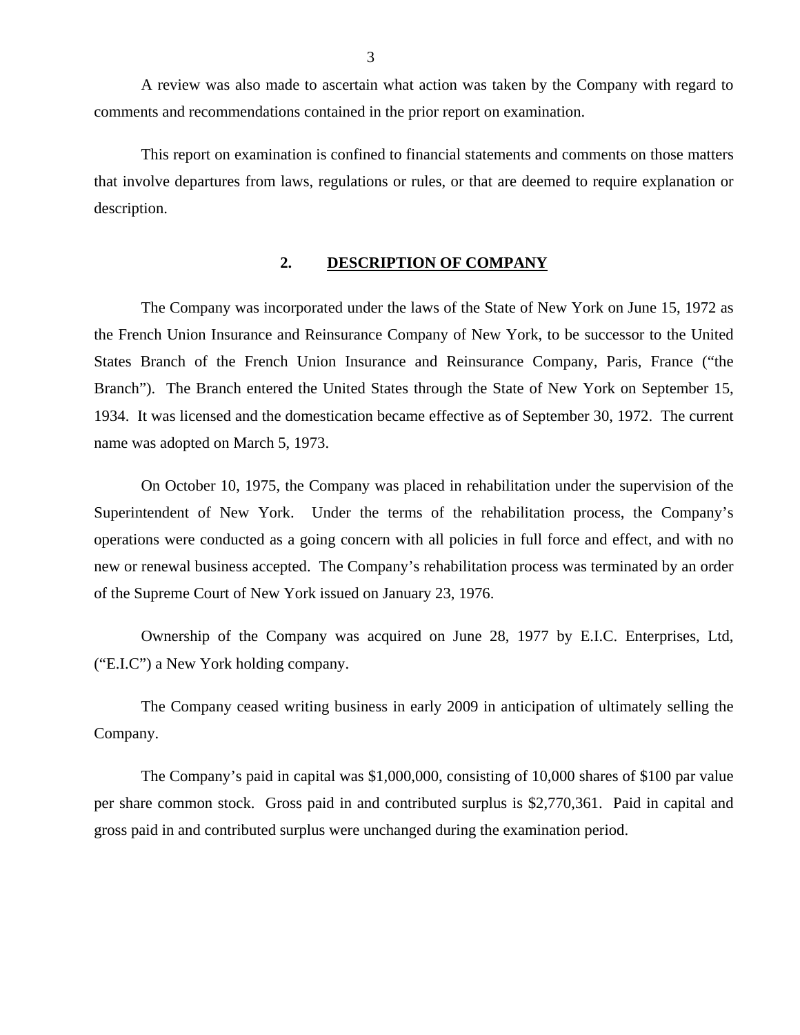A review was also made to ascertain what action was taken by the Company with regard to comments and recommendations contained in the prior report on examination.

This report on examination is confined to financial statements and comments on those matters that involve departures from laws, regulations or rules, or that are deemed to require explanation or description.

## 2. DESCRIPTION OF COMPANY

The Company was incorporated under the laws of the State of New York on June 15, 1972 as the French Union Insurance and Reinsurance Company of New York, to be successor to the United States Branch of the French Union Insurance and Reinsurance Company, Paris, France ("the Branch"). The Branch entered the United States through the State of New York on September 15, 1934. It was licensed and the domestication became effective as of September 30, 1972. The current name was adopted on March 5, 1973.

On October 10, 1975, the Company was placed in rehabilitation under the supervision of the Superintendent of New York. Under the terms of the rehabilitation process, the Company's operations were conducted as a going concern with all policies in full force and effect, and with no new or renewal business accepted. The Company's rehabilitation process was terminated by an order of the Supreme Court of New York issued on January 23, 1976.

Ownership of the Company was acquired on June 28, 1977 by E.I.C. Enterprises, Ltd, ("E.I.C") a New York holding company.

The Company ceased writing business in early 2009 in anticipation of ultimately selling the Company.

The Company's paid in capital was $1,000,000, consisting of 10,000 shares of $100 par value per share common stock. Gross paid in and contributed surplus is $2,770,361. Paid in capital and gross paid in and contributed surplus were unchanged during the examination period.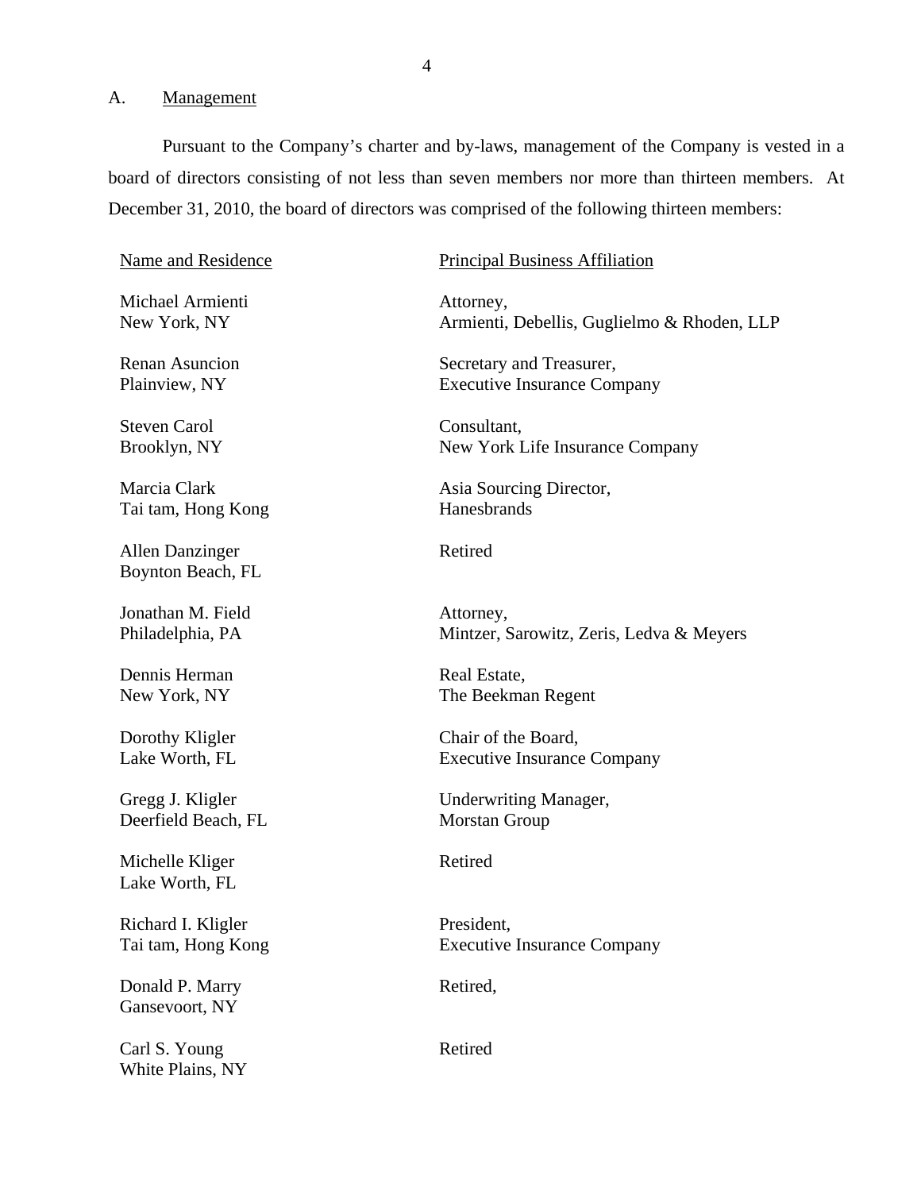A. Management

Pursuant to the Company's charter and by-laws, management of the Company is vested in a board of directors consisting of not less than seven members nor more than thirteen members. At December 31, 2010, the board of directors was comprised of the following thirteen members:

| Name and Residence | Principal Business Affiliation |
|---|---|
| Michael Armienti<br>New York, NY | Attorney,<br>Armienti, Debellis, Guglielmo & Rhoden, LLP |
| Renan Asuncion<br>Plainview, NY | Secretary and Treasurer,<br>Executive Insurance Company |
| Steven Carol<br>Brooklyn, NY | Consultant,<br>New York Life Insurance Company |
| Marcia Clark<br>Tai tam, Hong Kong | Asia Sourcing Director,<br>Hanesbrands |
| Allen Danzinger<br>Boynton Beach, FL | Retired |
| Jonathan M. Field<br>Philadelphia, PA | Attorney,<br>Mintzer, Sarowitz, Zeris, Ledva & Meyers |
| Dennis Herman<br>New York, NY | Real Estate,<br>The Beekman Regent |
| Dorothy Kligler<br>Lake Worth, FL | Chair of the Board,<br>Executive Insurance Company |
| Gregg J. Kligler<br>Deerfield Beach, FL | Underwriting Manager,<br>Morstan Group |
| Michelle Kliger<br>Lake Worth, FL | Retired |
| Richard I. Kligler<br>Tai tam, Hong Kong | President,<br>Executive Insurance Company |
| Donald P. Marry<br>Gansevoort, NY | Retired, |
| Carl S. Young<br>White Plains, NY | Retired |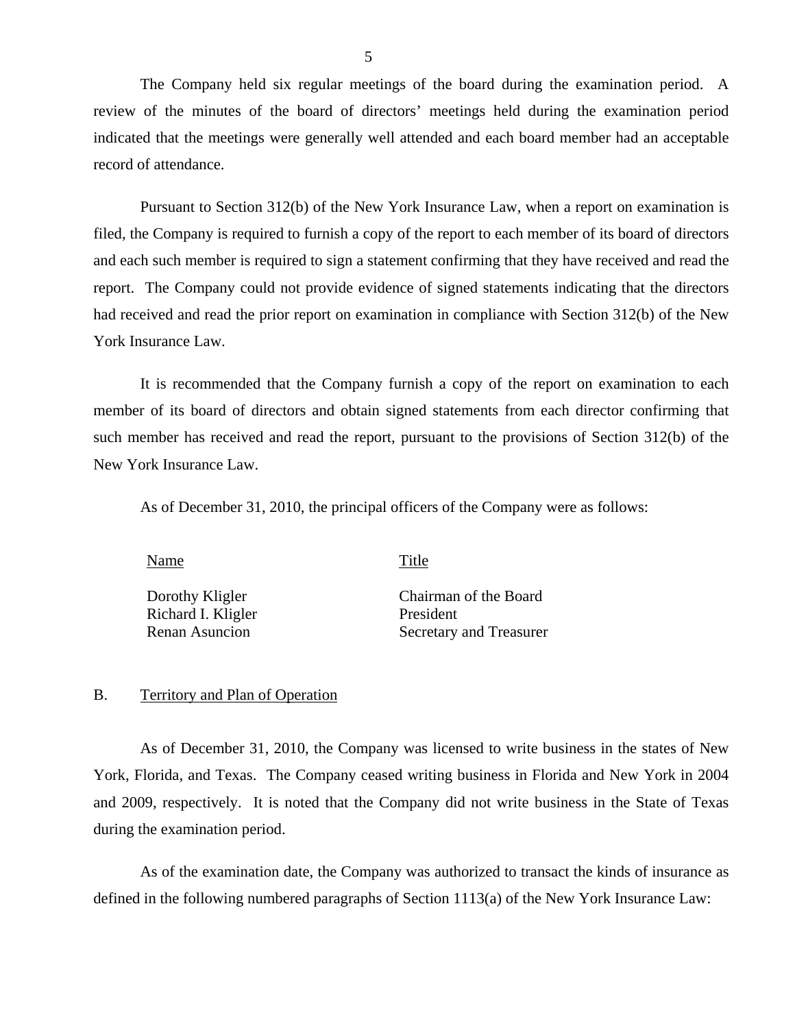The Company held six regular meetings of the board during the examination period. A review of the minutes of the board of directors' meetings held during the examination period indicated that the meetings were generally well attended and each board member had an acceptable record of attendance.

Pursuant to Section 312(b) of the New York Insurance Law, when a report on examination is filed, the Company is required to furnish a copy of the report to each member of its board of directors and each such member is required to sign a statement confirming that they have received and read the report. The Company could not provide evidence of signed statements indicating that the directors had received and read the prior report on examination in compliance with Section 312(b) of the New York Insurance Law.

It is recommended that the Company furnish a copy of the report on examination to each member of its board of directors and obtain signed statements from each director confirming that such member has received and read the report, pursuant to the provisions of Section 312(b) of the New York Insurance Law.

As of December 31, 2010, the principal officers of the Company were as follows:

| Name | Title |
|---|---|
| Dorothy Kligler | Chairman of the Board |
| Richard I. Kligler | President |
| Renan Asuncion | Secretary and Treasurer |

## B. Territory and Plan of Operation

As of December 31, 2010, the Company was licensed to write business in the states of New York, Florida, and Texas. The Company ceased writing business in Florida and New York in 2004 and 2009, respectively. It is noted that the Company did not write business in the State of Texas during the examination period.

As of the examination date, the Company was authorized to transact the kinds of insurance as defined in the following numbered paragraphs of Section 1113(a) of the New York Insurance Law: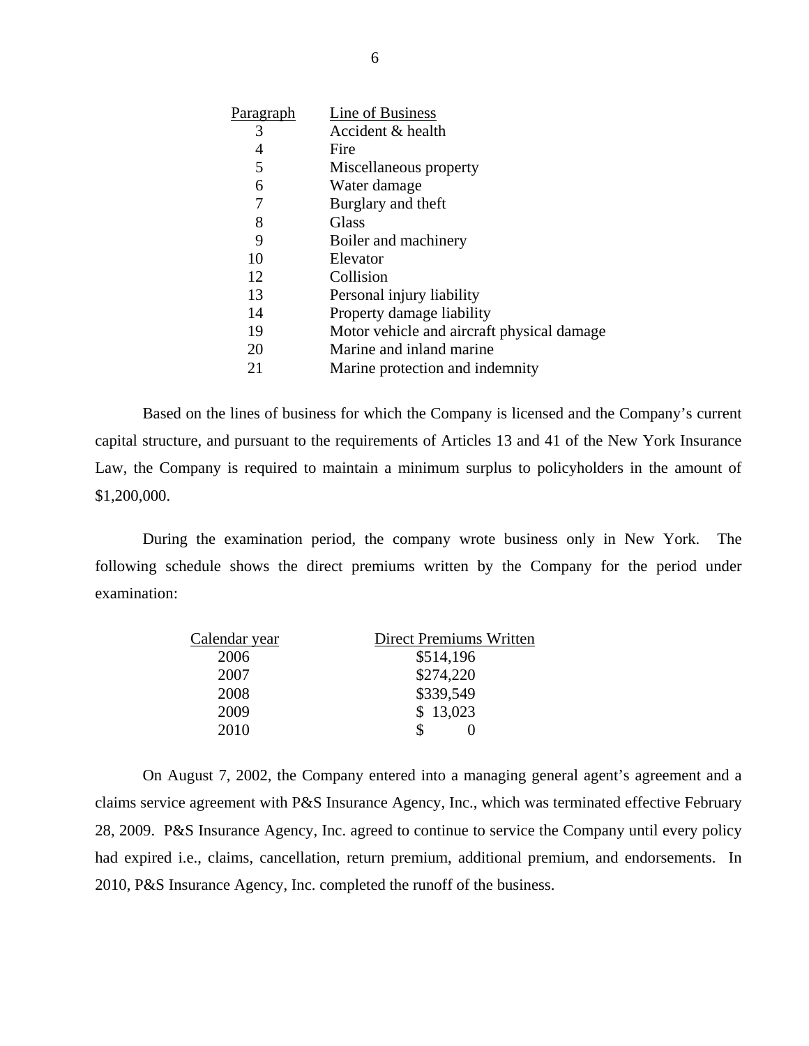| Paragraph | Line of Business |
|---|---|
| 3 | Accident & health |
| 4 | Fire |
| 5 | Miscellaneous property |
| 6 | Water damage |
| 7 | Burglary and theft |
| 8 | Glass |
| 9 | Boiler and machinery |
| 10 | Elevator |
| 12 | Collision |
| 13 | Personal injury liability |
| 14 | Property damage liability |
| 19 | Motor vehicle and aircraft physical damage |
| 20 | Marine and inland marine |
| 21 | Marine protection and indemnity |

Based on the lines of business for which the Company is licensed and the Company's current capital structure, and pursuant to the requirements of Articles 13 and 41 of the New York Insurance Law, the Company is required to maintain a minimum surplus to policyholders in the amount of $1,200,000.

During the examination period, the company wrote business only in New York. The following schedule shows the direct premiums written by the Company for the period under examination:

| Calendar year | Direct Premiums Written |
|---|---|
| 2006 | $514,196 |
| 2007 | $274,220 |
| 2008 | $339,549 |
| 2009 | $ 13,023 |
| 2010 | $ 0 |

On August 7, 2002, the Company entered into a managing general agent's agreement and a claims service agreement with P&S Insurance Agency, Inc., which was terminated effective February 28, 2009. P&S Insurance Agency, Inc. agreed to continue to service the Company until every policy had expired i.e., claims, cancellation, return premium, additional premium, and endorsements. In 2010, P&S Insurance Agency, Inc. completed the runoff of the business.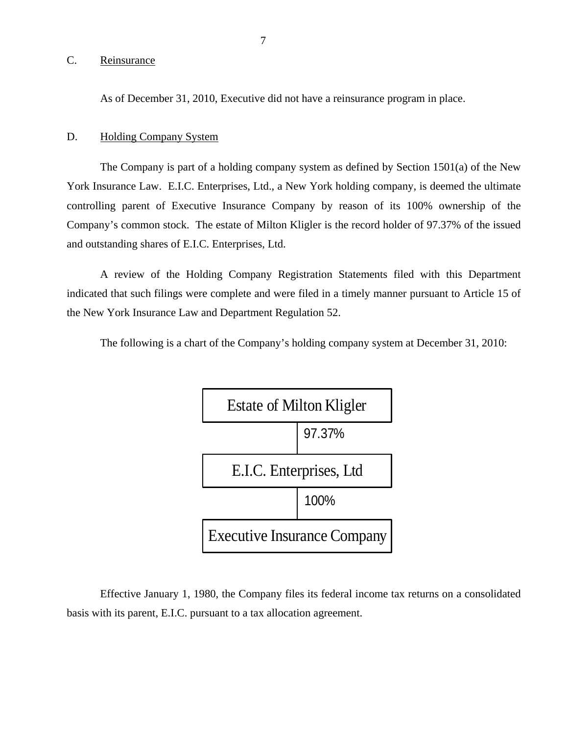## C. Reinsurance

As of December 31, 2010, Executive did not have a reinsurance program in place.

## D. Holding Company System

The Company is part of a holding company system as defined by Section 1501(a) of the New York Insurance Law. E.I.C. Enterprises, Ltd., a New York holding company, is deemed the ultimate controlling parent of Executive Insurance Company by reason of its 100% ownership of the Company's common stock. The estate of Milton Kligler is the record holder of 97.37% of the issued and outstanding shares of E.I.C. Enterprises, Ltd.

A review of the Holding Company Registration Statements filed with this Department indicated that such filings were complete and were filed in a timely manner pursuant to Article 15 of the New York Insurance Law and Department Regulation 52.

The following is a chart of the Company's holding company system at December 31, 2010:

Estate of Milton Kligler

97.37%

E.I.C. Enterprises, Ltd

100%

Executive Insurance Company

Effective January 1, 1980, the Company files its federal income tax returns on a consolidated basis with its parent, E.I.C. pursuant to a tax allocation agreement.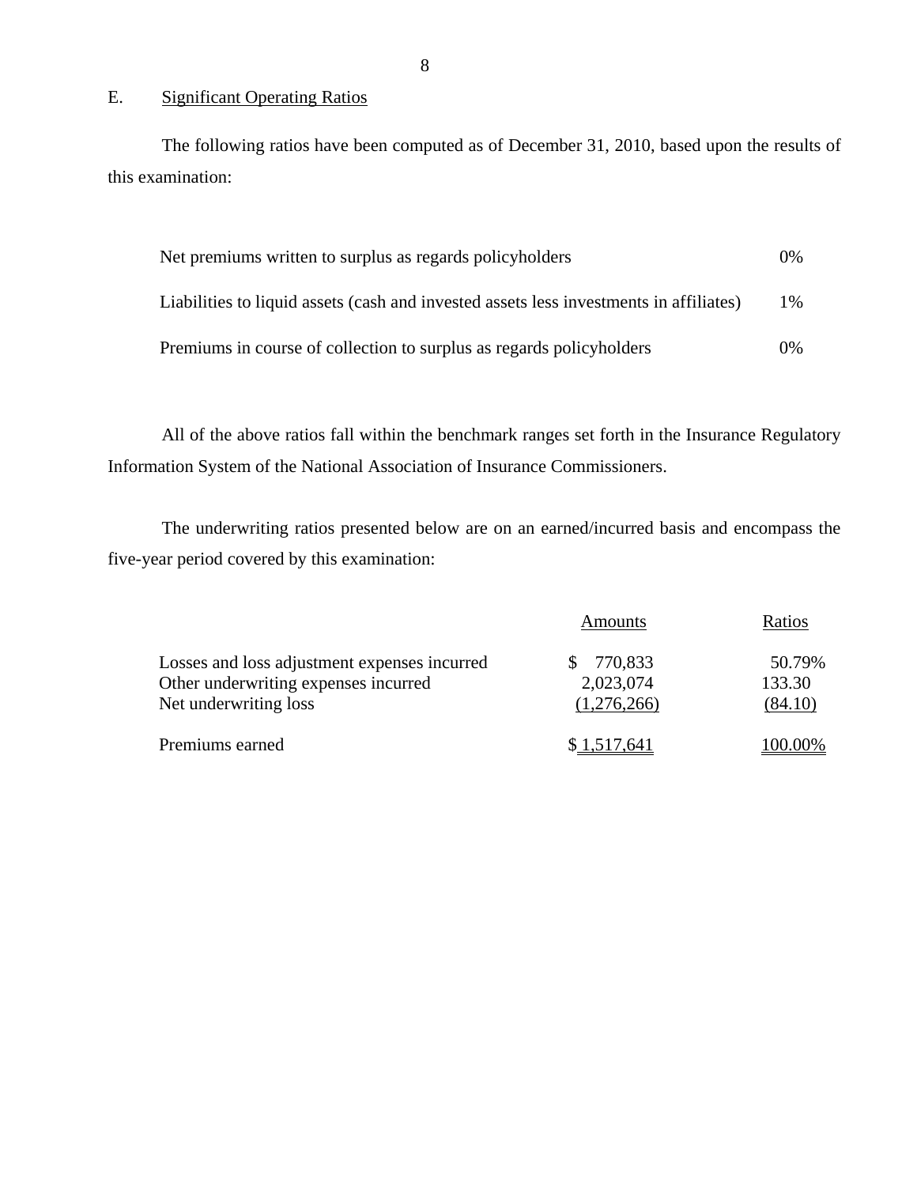## E. Significant Operating Ratios

The following ratios have been computed as of December 31, 2010, based upon the results of this examination:

| | |
|---|---|
| Net premiums written to surplus as regards policyholders | 0% |
| Liabilities to liquid assets (cash and invested assets less investments in affiliates) | 1% |
| Premiums in course of collection to surplus as regards policyholders | 0% |

All of the above ratios fall within the benchmark ranges set forth in the Insurance Regulatory Information System of the National Association of Insurance Commissioners.

The underwriting ratios presented below are on an earned/incurred basis and encompass the five-year period covered by this examination:

| | Amounts | Ratios |
|---|---|---|
| Losses and loss adjustment expenses incurred | $ 770,833 | 50.79% |
| Other underwriting expenses incurred | 2,023,074 | 133.30 |
| Net underwriting loss | (1,276,266) | (84.10) |
| Premiums earned | $ 1,517,641 | 100.00% |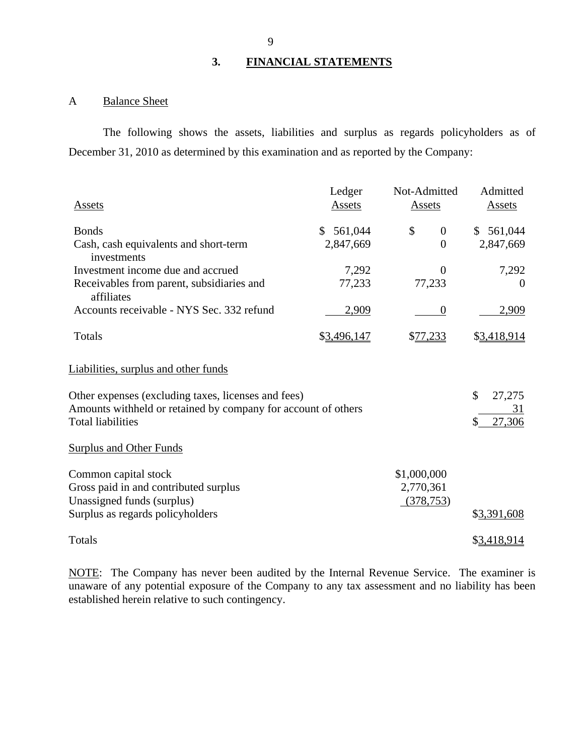## 3. FINANCIAL STATEMENTS

### A Balance Sheet

The following shows the assets, liabilities and surplus as regards policyholders as of December 31, 2010 as determined by this examination and as reported by the Company:

| Assets | Ledger Assets | Not-Admitted Assets | Admitted Assets |
|---|---|---|---|
| Bonds | $ 561,044 | $ 0 | $ 561,044 |
| Cash, cash equivalents and short-term investments | 2,847,669 | 0 | 2,847,669 |
| Investment income due and accrued | 7,292 | 0 | 7,292 |
| Receivables from parent, subsidiaries and affiliates | 77,233 | 77,233 | 0 |
| Accounts receivable - NYS Sec. 332 refund | 2,909 | 0 | 2,909 |
| Totals | $3,496,147 | $77,233 | $3,418,914 |

| Liabilities, surplus and other funds | | |
|---|---|---|
| Other expenses (excluding taxes, licenses and fees) | | $ 27,275 |
| Amounts withheld or retained by company for account of others | | 31 |
| Total liabilities | | $ 27,306 |
| **Surplus and Other Funds** | | |
| Common capital stock | $1,000,000 | |
| Gross paid in and contributed surplus | 2,770,361 | |
| Unassigned funds (surplus) | (378,753) | |
| Surplus as regards policyholders | | $3,391,608 |
| Totals | | $3,418,914 |

NOTE: The Company has never been audited by the Internal Revenue Service. The examiner is unaware of any potential exposure of the Company to any tax assessment and no liability has been established herein relative to such contingency.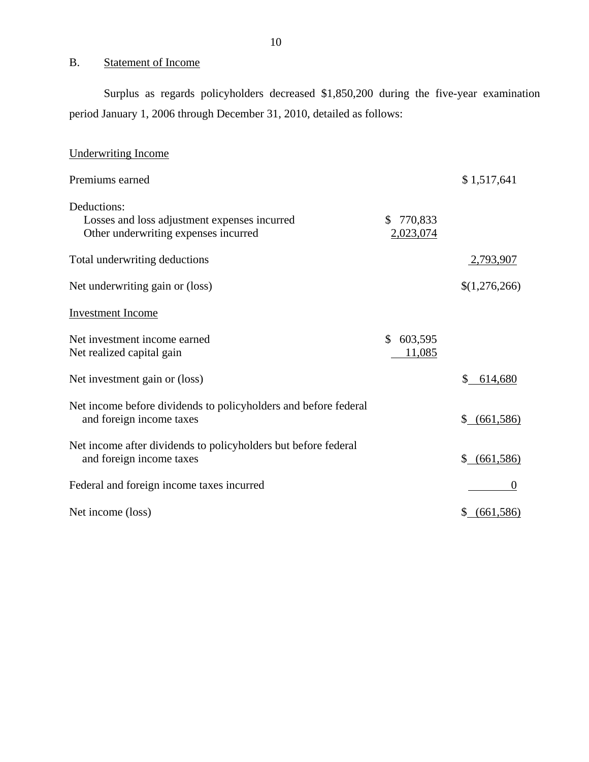## B. Statement of Income

Surplus as regards policyholders decreased $1,850,200 during the five-year examination period January 1, 2006 through December 31, 2010, detailed as follows:

| Underwriting Income | | |
|---|---|---|
| Premiums earned | | $ 1,517,641 |
| Deductions: | | |
| Losses and loss adjustment expenses incurred | $ 770,833 | |
| Other underwriting expenses incurred | 2,023,074 | |
| Total underwriting deductions | | 2,793,907 |
| Net underwriting gain or (loss) | | $(1,276,266) |
| **Investment Income** | | |
| Net investment income earned | $ 603,595 | |
| Net realized capital gain | 11,085 | |
| Net investment gain or (loss) | | $ 614,680 |
| Net income before dividends to policyholders and before federal and foreign income taxes | | $ (661,586) |
| Net income after dividends to policyholders but before federal and foreign income taxes | | $ (661,586) |
| Federal and foreign income taxes incurred | | 0 |
| Net income (loss) | | $ (661,586) |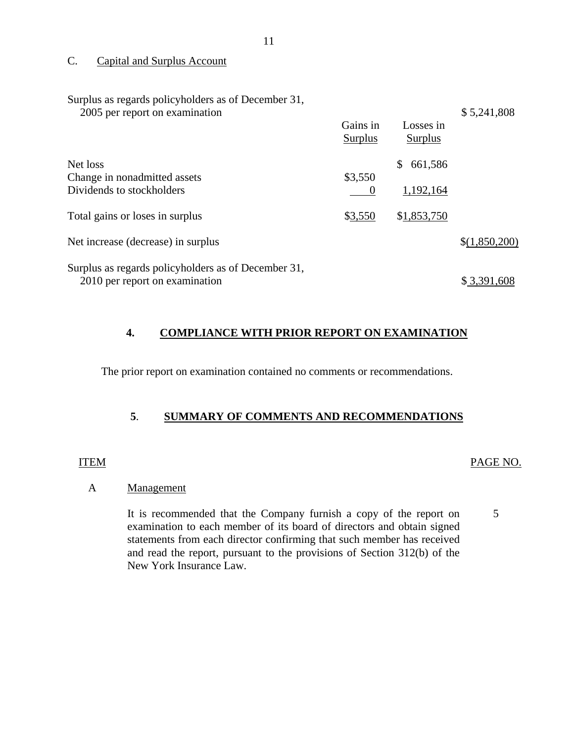C. Capital and Surplus Account

| | Gains in Surplus | Losses in Surplus | |
|---|---|---|---|
| Surplus as regards policyholders as of December 31, 2005 per report on examination | | | $ 5,241,808 |
| Net loss | | $ 661,586 | |
| Change in nonadmitted assets | $3,550 | | |
| Dividends to stockholders | 0 | 1,192,164 | |
| Total gains or loses in surplus | $3,550 | $1,853,750 | |
| Net increase (decrease) in surplus | | | $(1,850,200) |
| Surplus as regards policyholders as of December 31, 2010 per report on examination | | | $ 3,391,608 |

## 4. COMPLIANCE WITH PRIOR REPORT ON EXAMINATION

The prior report on examination contained no comments or recommendations.

## 5. SUMMARY OF COMMENTS AND RECOMMENDATIONS

| ITEM | | PAGE NO. |
|---|---|---|
| A | Management | |
| | It is recommended that the Company furnish a copy of the report on examination to each member of its board of directors and obtain signed statements from each director confirming that such member has received and read the report, pursuant to the provisions of Section 312(b) of the New York Insurance Law. | 5 |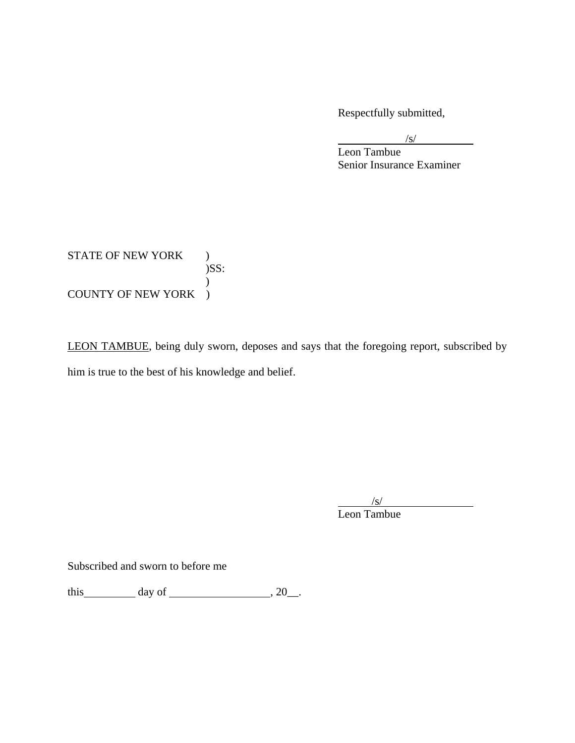Respectfully submitted,

/s/
Leon Tambue
Senior Insurance Examiner

STATE OF NEW YORK )
)SS:
)
COUNTY OF NEW YORK )

LEON TAMBUE, being duly sworn, deposes and says that the foregoing report, subscribed by him is true to the best of his knowledge and belief.

/s/
Leon Tambue

Subscribed and sworn to before me

this ________ day of ________________, 20__.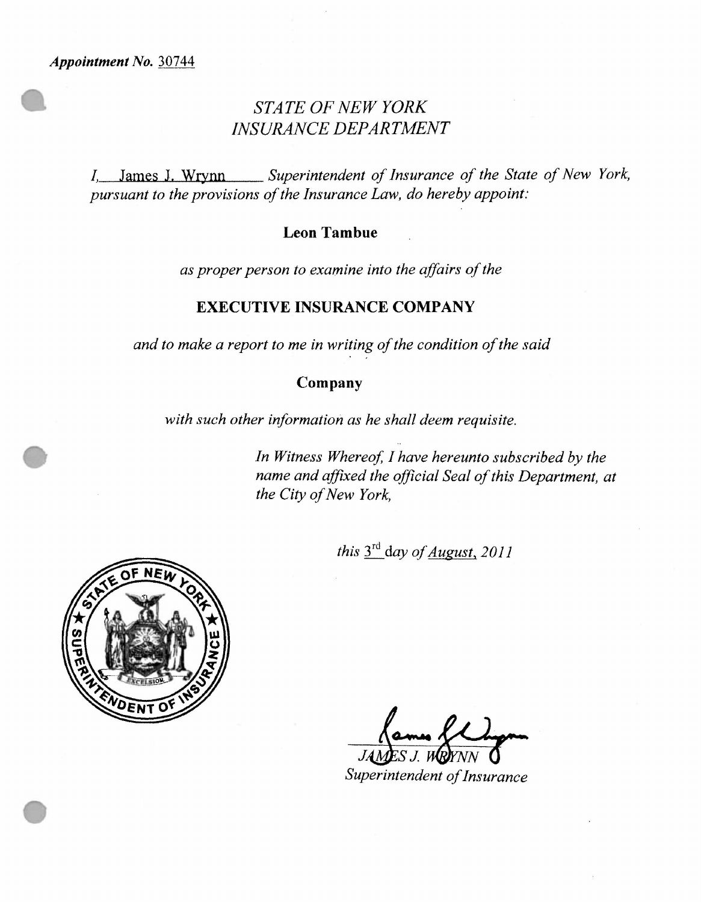*Appointment No.* 30744

*STATE OF NEW YORK*
*INSURANCE DEPARTMENT*

*I,* James J. Wrynn *Superintendent of Insurance of the State of New York, pursuant to the provisions of the Insurance Law, do hereby appoint:*

**Leon Tambue**

*as proper person to examine into the affairs of the*

**EXECUTIVE INSURANCE COMPANY**

*and to make a report to me in writing of the condition of the said*

**Company**

*with such other information as he shall deem requisite.*

*In Witness Whereof, I have hereunto subscribed by the name and affixed the official Seal of this Department, at the City of New York,*

*this* 3rd *day of* *August, 2011*

*JAMES J. WRYNN*
*Superintendent of Insurance*